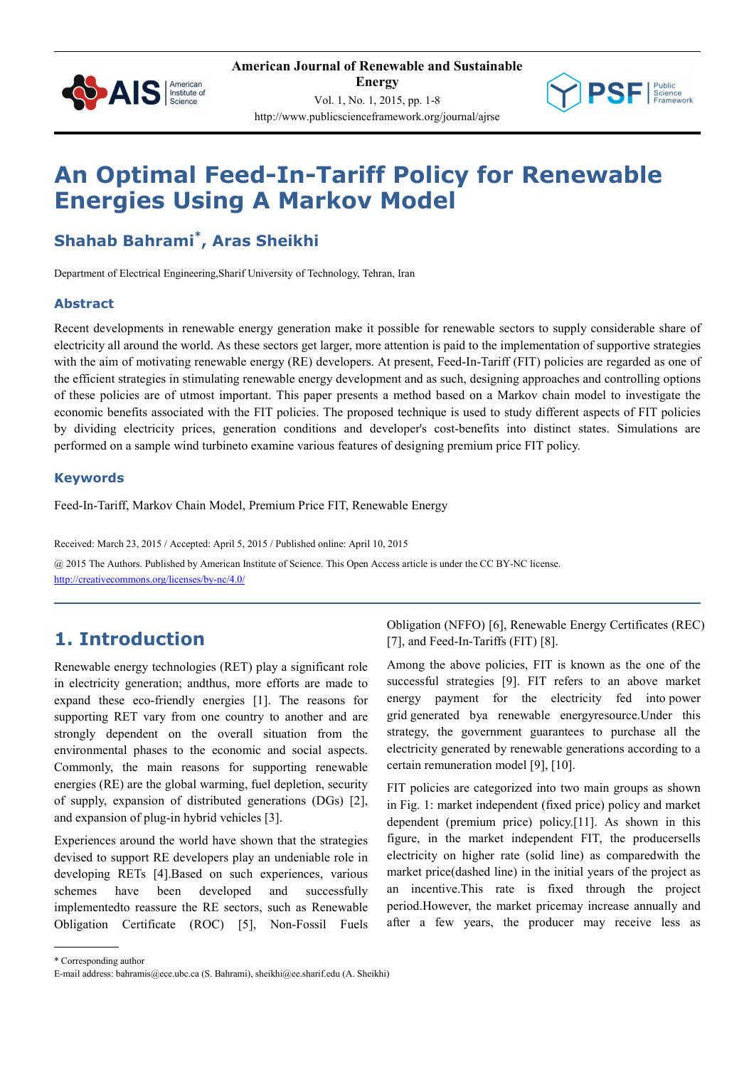# An Optimal Feed-In-Tariff Policy for Renewable Energies Using A Markov Model

**Shahab Bahrami*, Aras Sheikhi**

Department of Electrical Engineering,Sharif University of Technology, Tehran, Iran

## Abstract

Recent developments in renewable energy generation make it possible for renewable sectors to supply considerable share of electricity all around the world. As these sectors get larger, more attention is paid to the implementation of supportive strategies with the aim of motivating renewable energy (RE) developers. At present, Feed-In-Tariff (FIT) policies are regarded as one of the efficient strategies in stimulating renewable energy development and as such, designing approaches and controlling options of these policies are of utmost important. This paper presents a method based on a Markov chain model to investigate the economic benefits associated with the FIT policies. The proposed technique is used to study different aspects of FIT policies by dividing electricity prices, generation conditions and developer's cost-benefits into distinct states. Simulations are performed on a sample wind turbineto examine various features of designing premium price FIT policy.

## Keywords

Feed-In-Tariff, Markov Chain Model, Premium Price FIT, Renewable Energy

Received: March 23, 2015 / Accepted: April 5, 2015 / Published online: April 10, 2015

@ 2015 The Authors. Published by American Institute of Science. This Open Access article is under the CC BY-NC license. http://creativecommons.org/licenses/by-nc/4.0/

## 1. Introduction

Renewable energy technologies (RET) play a significant role in electricity generation; andthus, more efforts are made to expand these eco-friendly energies [1]. The reasons for supporting RET vary from one country to another and are strongly dependent on the overall situation from the environmental phases to the economic and social aspects. Commonly, the main reasons for supporting renewable energies (RE) are the global warming, fuel depletion, security of supply, expansion of distributed generations (DGs) [2], and expansion of plug-in hybrid vehicles [3].

Experiences around the world have shown that the strategies devised to support RE developers play an undeniable role in developing RETs [4].Based on such experiences, various schemes have been developed and successfully implementedto reassure the RE sectors, such as Renewable Obligation Certificate (ROC) [5], Non-Fossil Fuels Obligation (NFFO) [6], Renewable Energy Certificates (REC) [7], and Feed-In-Tariffs (FIT) [8].

Among the above policies, FIT is known as the one of the successful strategies [9]. FIT refers to an above market energy payment for the electricity fed into power grid generated bya renewable energyresource.Under this strategy, the government guarantees to purchase all the electricity generated by renewable generations according to a certain remuneration model [9], [10].

FIT policies are categorized into two main groups as shown in Fig. 1: market independent (fixed price) policy and market dependent (premium price) policy.[11]. As shown in this figure, in the market independent FIT, the producersells electricity on higher rate (solid line) as comparedwith the market price(dashed line) in the initial years of the project as an incentive.This rate is fixed through the project period.However, the market pricemay increase annually and after a few years, the producer may receive less as

\* Corresponding author

E-mail address: bahramis@ece.ubc.ca (S. Bahrami), sheikhi@ee.sharif.edu (A. Sheikhi)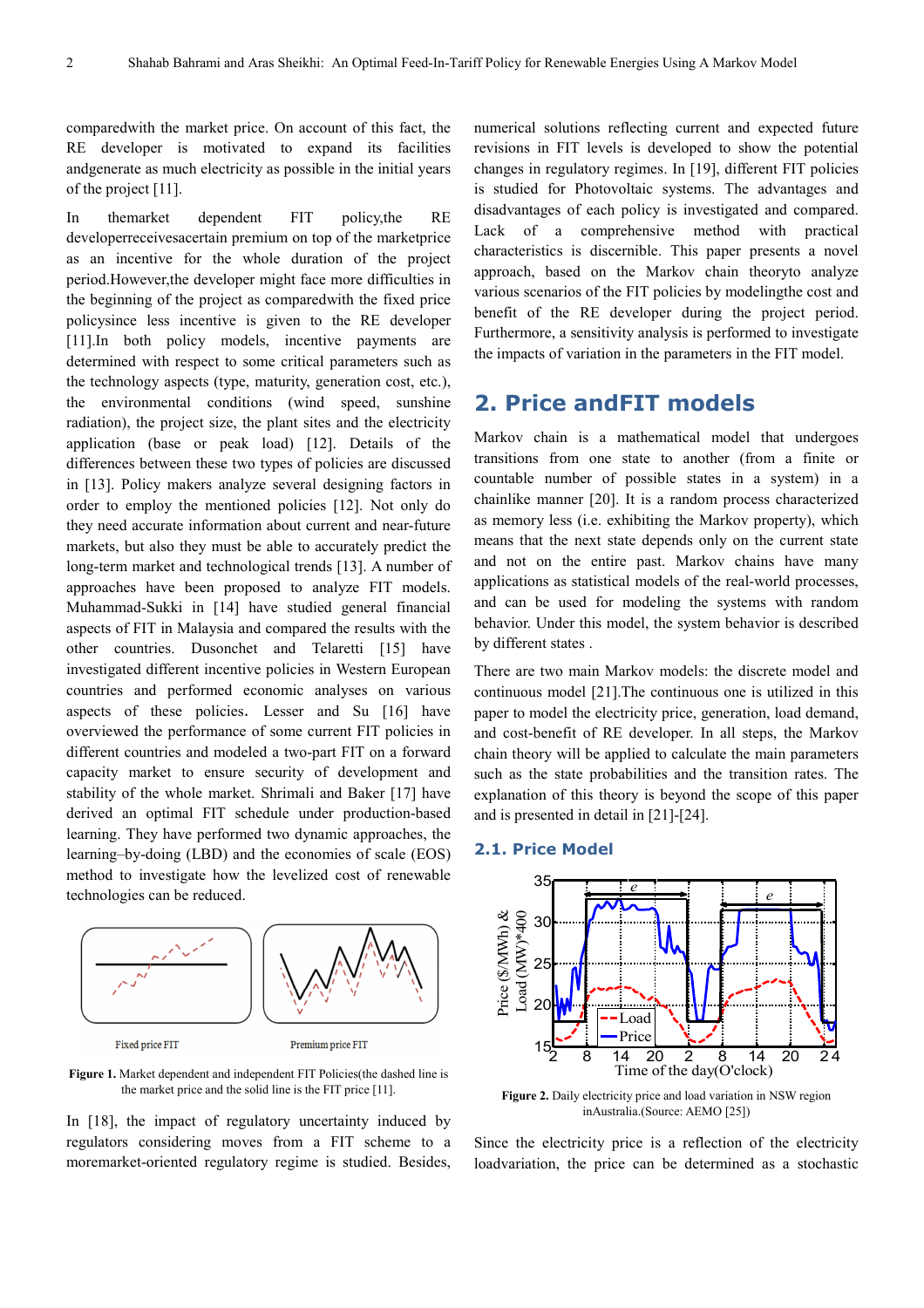comparedwith the market price. On account of this fact, the RE developer is motivated to expand its facilities andgenerate as much electricity as possible in the initial years of the project [11].

In themarket dependent FIT policy,the RE developerreceivesacertain premium on top of the marketprice as an incentive for the whole duration of the project period.However,the developer might face more difficulties in the beginning of the project as comparedwith the fixed price policysince less incentive is given to the RE developer [11].In both policy models, incentive payments are determined with respect to some critical parameters such as the technology aspects (type, maturity, generation cost, etc.), the environmental conditions (wind speed, sunshine radiation), the project size, the plant sites and the electricity application (base or peak load) [12]. Details of the differences between these two types of policies are discussed in [13]. Policy makers analyze several designing factors in order to employ the mentioned policies [12]. Not only do they need accurate information about current and near-future markets, but also they must be able to accurately predict the long-term market and technological trends [13]. A number of approaches have been proposed to analyze FIT models. Muhammad-Sukki in [14] have studied general financial aspects of FIT in Malaysia and compared the results with the other countries. Dusonchet and Telaretti [15] have investigated different incentive policies in Western European countries and performed economic analyses on various aspects of these policies. Lesser and Su [16] have overviewed the performance of some current FIT policies in different countries and modeled a two-part FIT on a forward capacity market to ensure security of development and stability of the whole market. Shrimali and Baker [17] have derived an optimal FIT schedule under production-based learning. They have performed two dynamic approaches, the learning–by-doing (LBD) and the economies of scale (EOS) method to investigate how the levelized cost of renewable technologies can be reduced.

Fixed price FIT | Premium price FIT

**Figure 1.** Market dependent and independent FIT Policies(the dashed line is the market price and the solid line is the FIT price [11].

In [18], the impact of regulatory uncertainty induced by regulators considering moves from a FIT scheme to a moremarket-oriented regulatory regime is studied. Besides, numerical solutions reflecting current and expected future revisions in FIT levels is developed to show the potential changes in regulatory regimes. In [19], different FIT policies is studied for Photovoltaic systems. The advantages and disadvantages of each policy is investigated and compared. Lack of a comprehensive method with practical characteristics is discernible. This paper presents a novel approach, based on the Markov chain theoryto analyze various scenarios of the FIT policies by modelingthe cost and benefit of the RE developer during the project period. Furthermore, a sensitivity analysis is performed to investigate the impacts of variation in the parameters in the FIT model.

## 2. Price andFIT models

Markov chain is a mathematical model that undergoes transitions from one state to another (from a finite or countable number of possible states in a system) in a chainlike manner [20]. It is a random process characterized as memory less (i.e. exhibiting the Markov property), which means that the next state depends only on the current state and not on the entire past. Markov chains have many applications as statistical models of the real-world processes, and can be used for modeling the systems with random behavior. Under this model, the system behavior is described by different states .

There are two main Markov models: the discrete model and continuous model [21].The continuous one is utilized in this paper to model the electricity price, generation, load demand, and cost-benefit of RE developer. In all steps, the Markov chain theory will be applied to calculate the main parameters such as the state probabilities and the transition rates. The explanation of this theory is beyond the scope of this paper and is presented in detail in [21]-[24].

### 2.1. Price Model

**Figure 2.** Daily electricity price and load variation in NSW region inAustralia.(Source: AEMO [25])

Since the electricity price is a reflection of the electricity loadvariation, the price can be determined as a stochastic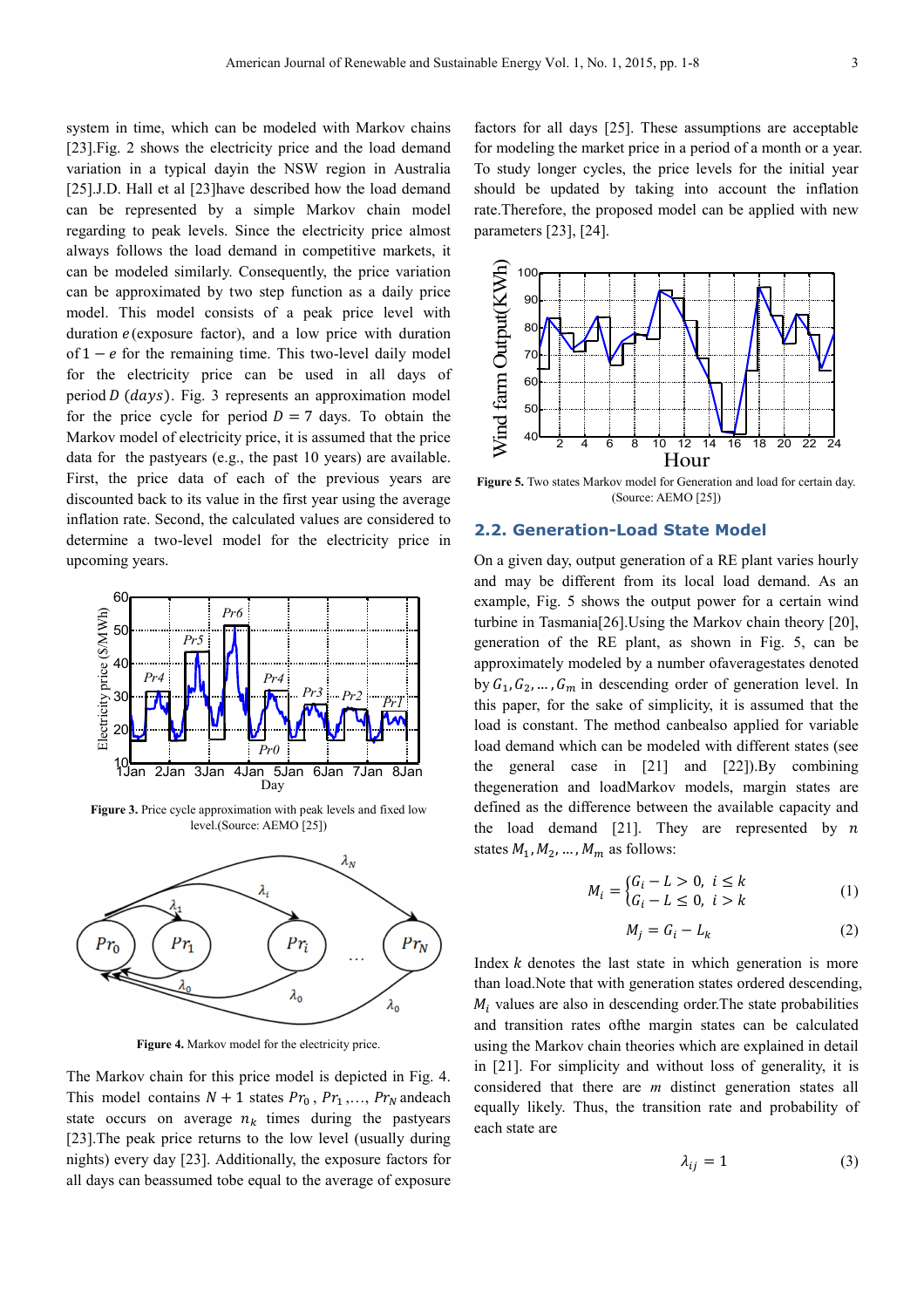system in time, which can be modeled with Markov chains [23].Fig. 2 shows the electricity price and the load demand variation in a typical dayin the NSW region in Australia [25].J.D. Hall et al [23]have described how the load demand can be represented by a simple Markov chain model regarding to peak levels. Since the electricity price almost always follows the load demand in competitive markets, it can be modeled similarly. Consequently, the price variation can be approximated by two step function as a daily price model. This model consists of a peak price level with duration $e$(exposure factor), and a low price with duration of $1-e$ for the remaining time. This two-level daily model for the electricity price can be used in all days of period $D$ ($days$). Fig. 3 represents an approximation model for the price cycle for period $D = 7$ days. To obtain the Markov model of electricity price, it is assumed that the price data for the pastyears (e.g., the past 10 years) are available. First, the price data of each of the previous years are discounted back to its value in the first year using the average inflation rate. Second, the calculated values are considered to determine a two-level model for the electricity price in upcoming years.

**Figure 3.** Price cycle approximation with peak levels and fixed low level.(Source: AEMO [25])

**Figure 4.** Markov model for the electricity price.

The Markov chain for this price model is depicted in Fig. 4. This model contains $N + 1$ states $Pr_0$, $Pr_1$,..., $Pr_N$ andeach state occurs on average $n_k$ times during the pastyears [23].The peak price returns to the low level (usually during nights) every day [23]. Additionally, the exposure factors for all days can beassumed tobe equal to the average of exposure factors for all days [25]. These assumptions are acceptable for modeling the market price in a period of a month or a year. To study longer cycles, the price levels for the initial year should be updated by taking into account the inflation rate.Therefore, the proposed model can be applied with new parameters [23], [24].

**Figure 5.** Two states Markov model for Generation and load for certain day. (Source: AEMO [25])

## 2.2. Generation-Load State Model

On a given day, output generation of a RE plant varies hourly and may be different from its local load demand. As an example, Fig. 5 shows the output power for a certain wind turbine in Tasmania[26].Using the Markov chain theory [20], generation of the RE plant, as shown in Fig. 5, can be approximately modeled by a number ofaveragestates denoted by $G_1, G_2, \ldots, G_m$ in descending order of generation level. In this paper, for the sake of simplicity, it is assumed that the load is constant. The method canbealso applied for variable load demand which can be modeled with different states (see the general case in [21] and [22]).By combining thegeneration and loadMarkov models, margin states are defined as the difference between the available capacity and the load demand [21]. They are represented by $n$ states $M_1, M_2, \ldots, M_m$ as follows:

$$M_i = \begin{cases} G_i - L > 0, & i \le k \\ G_i - L \le 0, & i > k \end{cases} \tag{1}$$

$$M_j = G_i - L_k \tag{2}$$

Index $k$ denotes the last state in which generation is more than load.Note that with generation states ordered descending, $M_i$ values are also in descending order.The state probabilities and transition rates ofthe margin states can be calculated using the Markov chain theories which are explained in detail in [21]. For simplicity and without loss of generality, it is considered that there are $m$ distinct generation states all equally likely. Thus, the transition rate and probability of each state are

$$\lambda_{ij} = 1 \tag{3}$$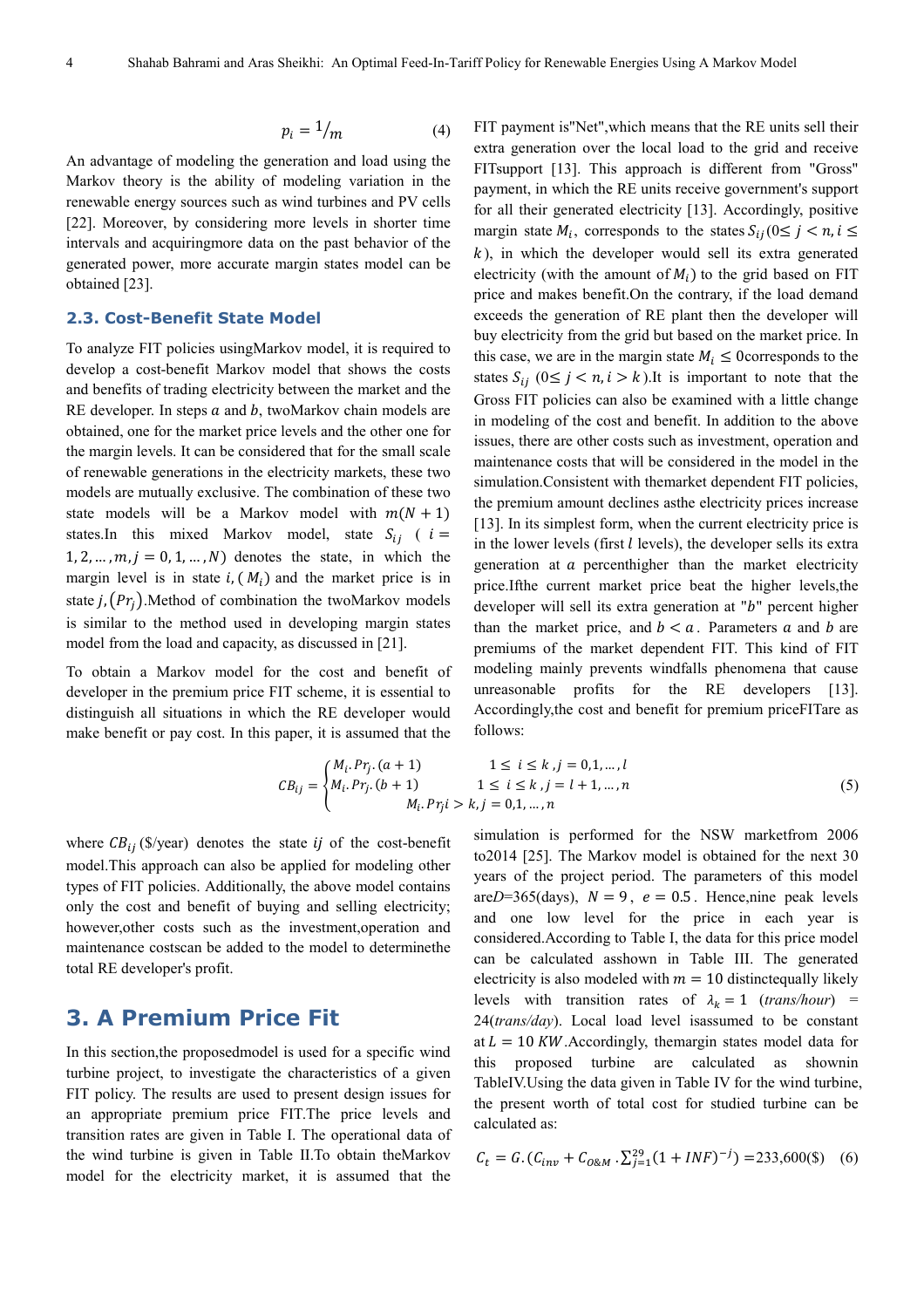$$p_i = {}^{1}/_{m} \quad (4)$$

An advantage of modeling the generation and load using the Markov theory is the ability of modeling variation in the renewable energy sources such as wind turbines and PV cells [22]. Moreover, by considering more levels in shorter time intervals and acquiringmore data on the past behavior of the generated power, more accurate margin states model can be obtained [23].

### 2.3. Cost-Benefit State Model

To analyze FIT policies usingMarkov model, it is required to develop a cost-benefit Markov model that shows the costs and benefits of trading electricity between the market and the RE developer. In steps $a$ and $b$, twoMarkov chain models are obtained, one for the market price levels and the other one for the margin levels. It can be considered that for the small scale of renewable generations in the electricity markets, these two models are mutually exclusive. The combination of these two state models will be a Markov model with $m(N+1)$ states.In this mixed Markov model, state $S_{ij}$ ( $i = 1,2,\dots,m, j = 0,1,\dots,N$) denotes the state, in which the margin level is in state $i, (M_i)$ and the market price is in state $j, (Pr_j)$.Method of combination the twoMarkov models is similar to the method used in developing margin states model from the load and capacity, as discussed in [21].

To obtain a Markov model for the cost and benefit of developer in the premium price FIT scheme, it is essential to distinguish all situations in which the RE developer would make benefit or pay cost. In this paper, it is assumed that the FIT payment is"Net",which means that the RE units sell their extra generation over the local load to the grid and receive FITsupport [13]. This approach is different from "Gross" payment, in which the RE units receive government's support for all their generated electricity [13]. Accordingly, positive margin state $M_i$, corresponds to the states $S_{ij}(0 \leq j < n, i \leq k)$, in which the developer would sell its extra generated electricity (with the amount of $M_i$) to the grid based on FIT price and makes benefit.On the contrary, if the load demand exceeds the generation of RE plant then the developer will buy electricity from the grid but based on the market price. In this case, we are in the margin state $M_i \leq 0$corresponds to the states $S_{ij}$ $(0 \leq j < n, i > k)$.It is important to note that the Gross FIT policies can also be examined with a little change in modeling of the cost and benefit. In addition to the above issues, there are other costs such as investment, operation and maintenance costs that will be considered in the model in the simulation.Consistent with themarket dependent FIT policies, the premium amount declines asthe electricity prices increase [13]. In its simplest form, when the current electricity price is in the lower levels (first $l$ levels), the developer sells its extra generation at $a$ percenthigher than the market electricity price.Ifthe current market price beat the higher levels,the developer will sell its extra generation at "$b$" percent higher than the market price, and $b < a$. Parameters $a$ and $b$ are premiums of the market dependent FIT. This kind of FIT modeling mainly prevents windfalls phenomena that cause unreasonable profits for the RE developers [13]. Accordingly,the cost and benefit for premium priceFITare as follows:

$$CB_{ij} = \begin{cases} M_i.Pr_j.(a+1) & 1 \leq i \leq k, j = 0,1,\dots,l \\ M_i.Pr_j.(b+1) & 1 \leq i \leq k, j = l+1,\dots,n \\ M_i.Pr_j i > k, j = 0,1,\dots,n & \end{cases} \quad (5)$$

where $CB_{ij}$ (\$/year) denotes the state $ij$ of the cost-benefit model.This approach can also be applied for modeling other types of FIT policies. Additionally, the above model contains only the cost and benefit of buying and selling electricity; however,other costs such as the investment,operation and maintenance costscan be added to the model to determinethe total RE developer's profit.

## 3. A Premium Price Fit

In this section,the proposedmodel is used for a specific wind turbine project, to investigate the characteristics of a given FIT policy. The results are used to present design issues for an appropriate premium price FIT.The price levels and transition rates are given in Table I. The operational data of the wind turbine is given in Table II.To obtain theMarkov model for the electricity market, it is assumed that the simulation is performed for the NSW marketfrom 2006 to2014 [25]. The Markov model is obtained for the next 30 years of the project period. The parameters of this model are$D$=365(days), $N = 9$, $e = 0.5$. Hence,nine peak levels and one low level for the price in each year is considered.According to Table I, the data for this price model can be calculated asshown in Table III. The generated electricity is also modeled with $m = 10$ distinctequally likely levels with transition rates of $\lambda_k = 1$ (*trans/hour*) = 24(*trans/day*). Local load level isassumed to be constant at $L = 10\ KW$.Accordingly, themargin states model data for this proposed turbine are calculated as shownin TableIV.Using the data given in Table IV for the wind turbine, the present worth of total cost for studied turbine can be calculated as:

$$C_t = G.(C_{inv} + C_{O\&M}.\textstyle\sum_{j=1}^{29}(1+INF)^{-j}) = 233{,}600(\$) \quad (6)$$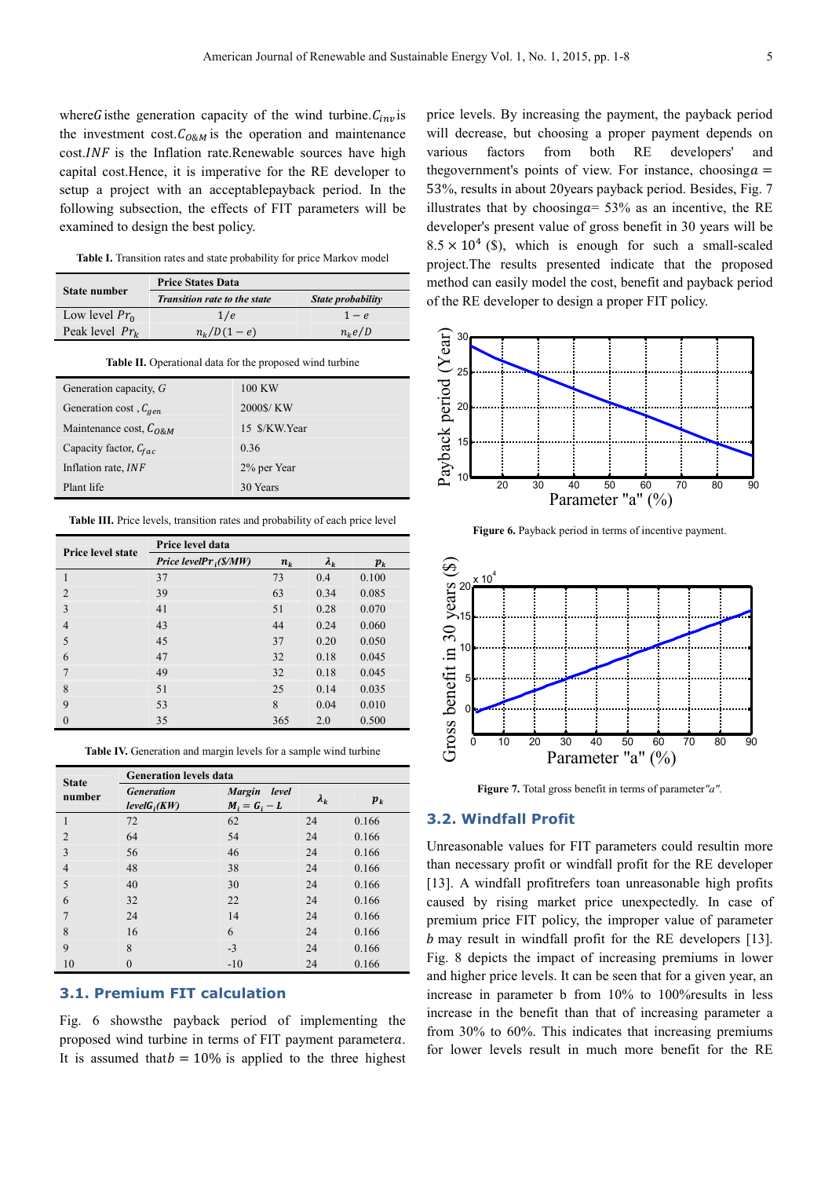where $G$ is the generation capacity of the wind turbine. $C_{inv}$ is the investment cost. $C_{O\&M}$ is the operation and maintenance cost. $INF$ is the Inflation rate. Renewable sources have high capital cost. Hence, it is imperative for the RE developer to setup a project with an acceptable payback period. In the following subsection, the effects of FIT parameters will be examined to design the best policy.

**Table I.** Transition rates and state probability for price Markov model

| State number | Price States Data | |
|---|---|---|
| | *Transition rate to the state* | *State probability* |
| Low level $Pr_0$ | $1/e$ | $1-e$ |
| Peak level $Pr_k$ | $n_k/D(1-e)$ | $n_k e/D$ |

**Table II.** Operational data for the proposed wind turbine

| | |
|---|---|
| Generation capacity, $G$ | 100 KW |
| Generation cost, $C_{gen}$ | 2000$/ KW |
| Maintenance cost, $C_{O\&M}$ | 15 $/KW.Year |
| Capacity factor, $C_{fac}$ | 0.36 |
| Inflation rate, $INF$ | 2% per Year |
| Plant life | 30 Years |

**Table III.** Price levels, transition rates and probability of each price level

| Price level state | Price level data | | | |
|---|---|---|---|---|
| | *Price level $Pr_i$ ($/MW)* | $n_k$ | $\lambda_k$ | $p_k$ |
| 1 | 37 | 73 | 0.4 | 0.100 |
| 2 | 39 | 63 | 0.34 | 0.085 |
| 3 | 41 | 51 | 0.28 | 0.070 |
| 4 | 43 | 44 | 0.24 | 0.060 |
| 5 | 45 | 37 | 0.20 | 0.050 |
| 6 | 47 | 32 | 0.18 | 0.045 |
| 7 | 49 | 32 | 0.18 | 0.045 |
| 8 | 51 | 25 | 0.14 | 0.035 |
| 9 | 53 | 8 | 0.04 | 0.010 |
| 0 | 35 | 365 | 2.0 | 0.500 |

**Table IV.** Generation and margin levels for a sample wind turbine

| State number | Generation levels data | | | |
|---|---|---|---|---|
| | *Generation level $G_i$(KW)* | *Margin level $M_i = G_i - L$* | $\lambda_k$ | $p_k$ |
| 1 | 72 | 62 | 24 | 0.166 |
| 2 | 64 | 54 | 24 | 0.166 |
| 3 | 56 | 46 | 24 | 0.166 |
| 4 | 48 | 38 | 24 | 0.166 |
| 5 | 40 | 30 | 24 | 0.166 |
| 6 | 32 | 22 | 24 | 0.166 |
| 7 | 24 | 14 | 24 | 0.166 |
| 8 | 16 | 6 | 24 | 0.166 |
| 9 | 8 | -3 | 24 | 0.166 |
| 10 | 0 | -10 | 24 | 0.166 |

### 3.1. Premium FIT calculation

Fig. 6 shows the payback period of implementing the proposed wind turbine in terms of FIT payment parameter $a$. It is assumed that $b = 10\%$ is applied to the three highest price levels. By increasing the payment, the payback period will decrease, but choosing a proper payment depends on various factors from both RE developers' and the government's points of view. For instance, choosing $a = 53\%$, results in about 20 years payback period. Besides, Fig. 7 illustrates that by choosing $a = 53\%$ as an incentive, the RE developer's present value of gross benefit in 30 years will be $8.5 \times 10^4$ ($), which is enough for such a small-scaled project. The results presented indicate that the proposed method can easily model the cost, benefit and payback period of the RE developer to design a proper FIT policy.

**Figure 6.** Payback period in terms of incentive payment.

**Figure 7.** Total gross benefit in terms of parameter *"a"*.

### 3.2. Windfall Profit

Unreasonable values for FIT parameters could result in more than necessary profit or windfall profit for the RE developer [13]. A windfall profit refers to an unreasonable high profits caused by rising market price unexpectedly. In case of premium price FIT policy, the improper value of parameter $b$ may result in windfall profit for the RE developers [13]. Fig. 8 depicts the impact of increasing premiums in lower and higher price levels. It can be seen that for a given year, an increase in parameter b from 10% to 100% results in less increase in the benefit than that of increasing parameter a from 30% to 60%. This indicates that increasing premiums for lower levels result in much more benefit for the RE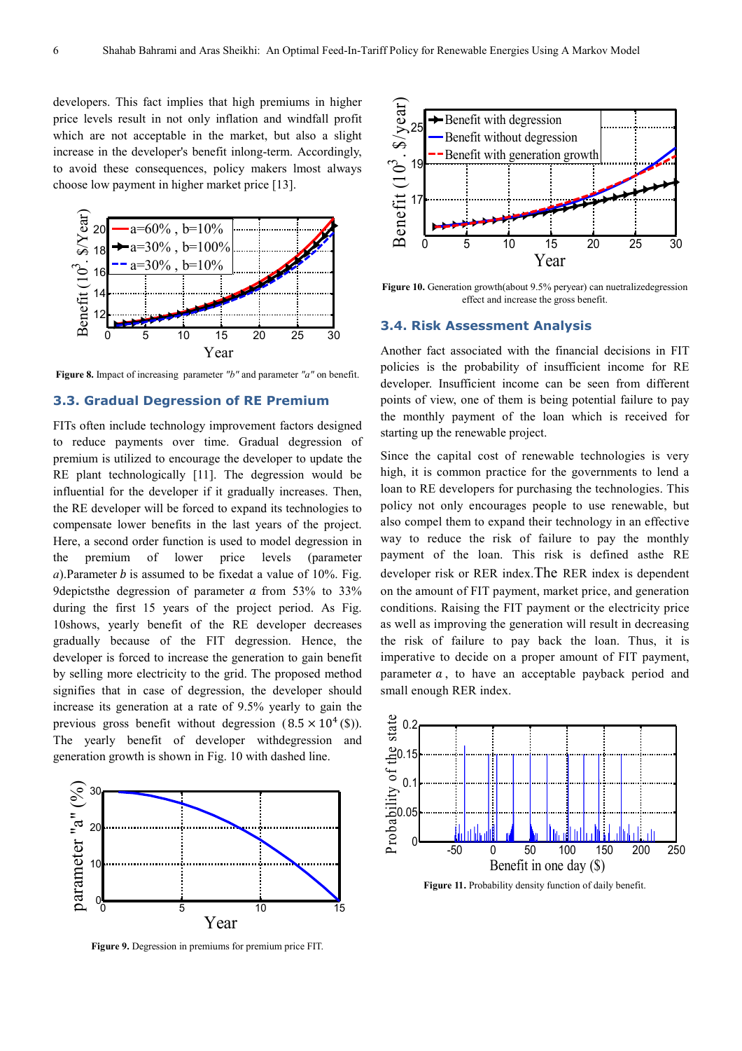developers. This fact implies that high premiums in higher price levels result in not only inflation and windfall profit which are not acceptable in the market, but also a slight increase in the developer's benefit inlong-term. Accordingly, to avoid these consequences, policy makers lmost always choose low payment in higher market price [13].

**Figure 8.** Impact of increasing parameter *"b"* and parameter *"a"* on benefit.

### 3.3. Gradual Degression of RE Premium

FITs often include technology improvement factors designed to reduce payments over time. Gradual degression of premium is utilized to encourage the developer to update the RE plant technologically [11]. The degression would be influential for the developer if it gradually increases. Then, the RE developer will be forced to expand its technologies to compensate lower benefits in the last years of the project. Here, a second order function is used to model degression in the premium of lower price levels (parameter $a$).Parameter $b$ is assumed to be fixedat a value of 10%. Fig. 9depictsthe degression of parameter $a$ from 53% to 33% during the first 15 years of the project period. As Fig. 10shows, yearly benefit of the RE developer decreases gradually because of the FIT degression. Hence, the developer is forced to increase the generation to gain benefit by selling more electricity to the grid. The proposed method signifies that in case of degression, the developer should increase its generation at a rate of 9.5% yearly to gain the previous gross benefit without degression ($8.5 \times 10^4$ (\$)). The yearly benefit of developer withdegression and generation growth is shown in Fig. 10 with dashed line.

**Figure 9.** Degression in premiums for premium price FIT.

**Figure 10.** Generation growth(about 9.5% peryear) can nuetralizedegression effect and increase the gross benefit.

### 3.4. Risk Assessment Analysis

Another fact associated with the financial decisions in FIT policies is the probability of insufficient income for RE developer. Insufficient income can be seen from different points of view, one of them is being potential failure to pay the monthly payment of the loan which is received for starting up the renewable project.

Since the capital cost of renewable technologies is very high, it is common practice for the governments to lend a loan to RE developers for purchasing the technologies. This policy not only encourages people to use renewable, but also compel them to expand their technology in an effective way to reduce the risk of failure to pay the monthly payment of the loan. This risk is defined asthe RE developer risk or RER index.The RER index is dependent on the amount of FIT payment, market price, and generation conditions. Raising the FIT payment or the electricity price as well as improving the generation will result in decreasing the risk of failure to pay back the loan. Thus, it is imperative to decide on a proper amount of FIT payment, parameter $a$, to have an acceptable payback period and small enough RER index.

**Figure 11.** Probability density function of daily benefit.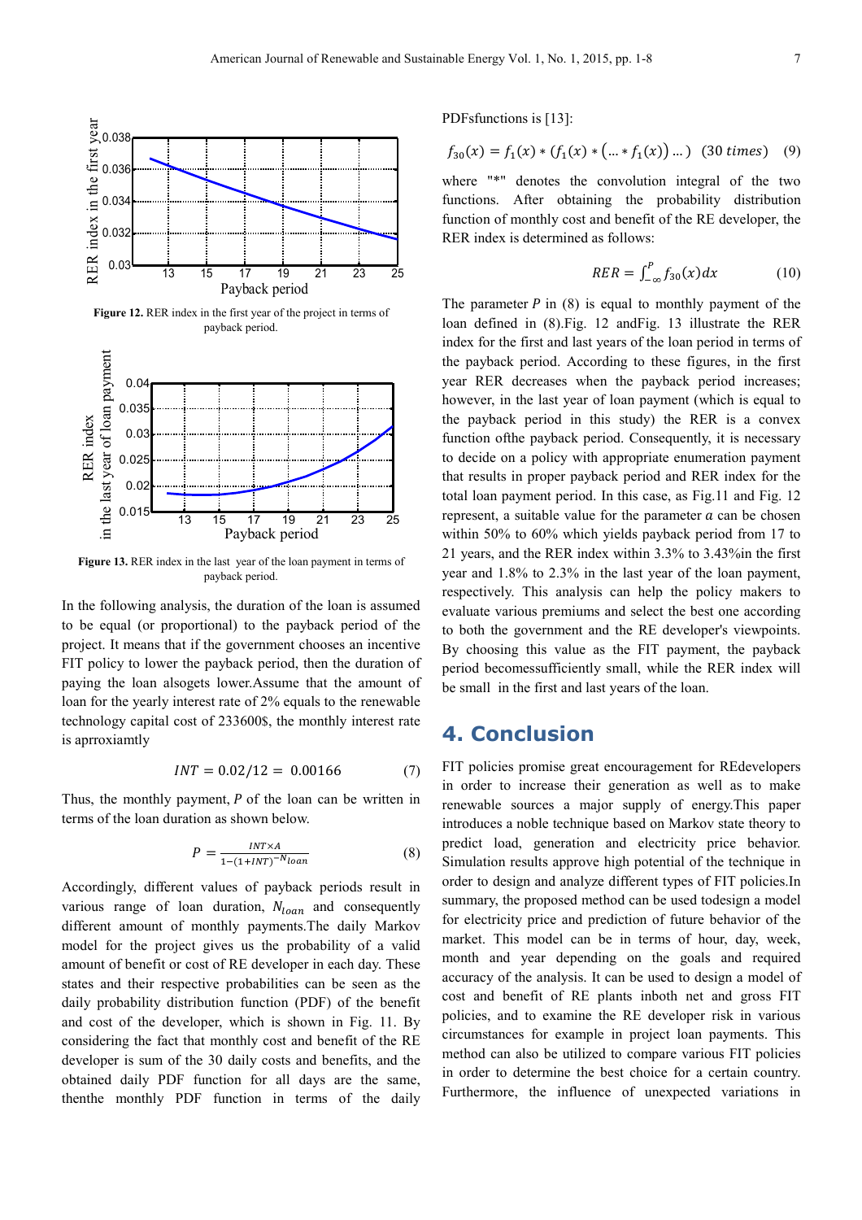Figure 12. RER index in the first year of the project in terms of payback period.

Figure 13. RER index in the last year of the loan payment in terms of payback period.

In the following analysis, the duration of the loan is assumed to be equal (or proportional) to the payback period of the project. It means that if the government chooses an incentive FIT policy to lower the payback period, then the duration of paying the loan alsogets lower.Assume that the amount of loan for the yearly interest rate of 2% equals to the renewable technology capital cost of 233600$, the monthly interest rate is aprroxiamtly

$$INT = 0.02/12 = 0.00166 \qquad (7)$$

Thus, the monthly payment, $P$ of the loan can be written in terms of the loan duration as shown below.

$$P = \frac{INT \times A}{1-(1+INT)^{-N_{loan}}} \qquad (8)$$

Accordingly, different values of payback periods result in various range of loan duration, $N_{loan}$ and consequently different amount of monthly payments.The daily Markov model for the project gives us the probability of a valid amount of benefit or cost of RE developer in each day. These states and their respective probabilities can be seen as the daily probability distribution function (PDF) of the benefit and cost of the developer, which is shown in Fig. 11. By considering the fact that monthly cost and benefit of the RE developer is sum of the 30 daily costs and benefits, and the obtained daily PDF function for all days are the same, thenthe monthly PDF function in terms of the daily PDFsfunctions is [13]:

$$f_{30}(x) = f_1(x) * (f_1(x) * (\ldots * f_1(x)) \ldots) \;\; (30\ times) \qquad (9)$$

where "*" denotes the convolution integral of the two functions. After obtaining the probability distribution function of monthly cost and benefit of the RE developer, the RER index is determined as follows:

$$RER = \int_{-\infty}^{P} f_{30}(x)dx \qquad (10)$$

The parameter $P$ in (8) is equal to monthly payment of the loan defined in (8).Fig. 12 andFig. 13 illustrate the RER index for the first and last years of the loan period in terms of the payback period. According to these figures, in the first year RER decreases when the payback period increases; however, in the last year of loan payment (which is equal to the payback period in this study) the RER is a convex function ofthe payback period. Consequently, it is necessary to decide on a policy with appropriate enumeration payment that results in proper payback period and RER index for the total loan payment period. In this case, as Fig.11 and Fig. 12 represent, a suitable value for the parameter $a$ can be chosen within 50% to 60% which yields payback period from 17 to 21 years, and the RER index within 3.3% to 3.43%in the first year and 1.8% to 2.3% in the last year of the loan payment, respectively. This analysis can help the policy makers to evaluate various premiums and select the best one according to both the government and the RE developer's viewpoints. By choosing this value as the FIT payment, the payback period becomessufficiently small, while the RER index will be small in the first and last years of the loan.

# 4. Conclusion

FIT policies promise great encouragement for REdevelopers in order to increase their generation as well as to make renewable sources a major supply of energy.This paper introduces a noble technique based on Markov state theory to predict load, generation and electricity price behavior. Simulation results approve high potential of the technique in order to design and analyze different types of FIT policies.In summary, the proposed method can be used todesign a model for electricity price and prediction of future behavior of the market. This model can be in terms of hour, day, week, month and year depending on the goals and required accuracy of the analysis. It can be used to design a model of cost and benefit of RE plants inboth net and gross FIT policies, and to examine the RE developer risk in various circumstances for example in project loan payments. This method can also be utilized to compare various FIT policies in order to determine the best choice for a certain country. Furthermore, the influence of unexpected variations in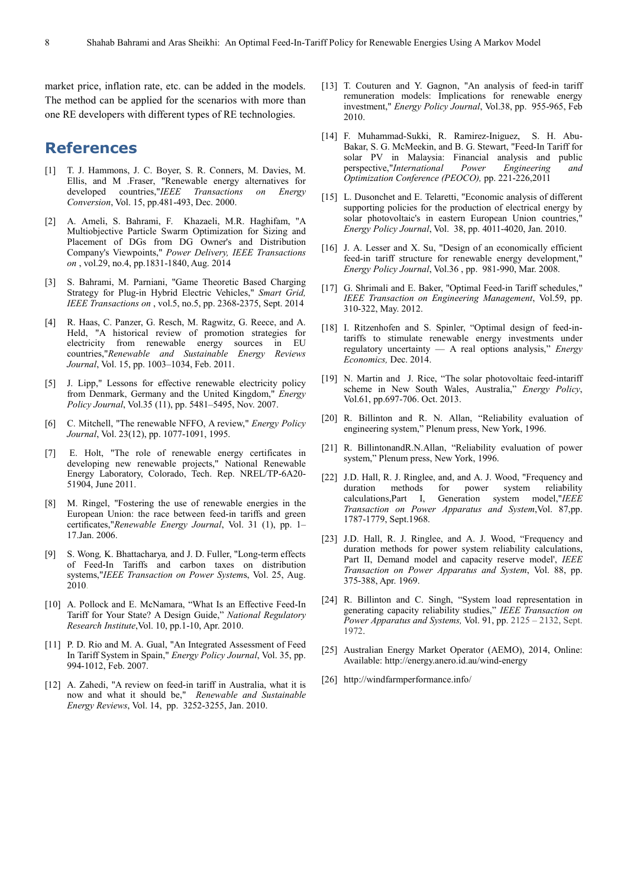market price, inflation rate, etc. can be added in the models. The method can be applied for the scenarios with more than one RE developers with different types of RE technologies.

## References

[1] T. J. Hammons, J. C. Boyer, S. R. Conners, M. Davies, M. Ellis, and M .Fraser, "Renewable energy alternatives for developed countries,"*IEEE Transactions on Energy Conversion*, Vol. 15, pp.481-493, Dec. 2000.

[2] A. Ameli, S. Bahrami, F. Khazaeli, M.R. Haghifam, "A Multiobjective Particle Swarm Optimization for Sizing and Placement of DGs from DG Owner's and Distribution Company's Viewpoints," *Power Delivery, IEEE Transactions on* , vol.29, no.4, pp.1831-1840, Aug. 2014

[3] S. Bahrami, M. Parniani, "Game Theoretic Based Charging Strategy for Plug-in Hybrid Electric Vehicles," *Smart Grid, IEEE Transactions on* , vol.5, no.5, pp. 2368-2375, Sept. 2014

[4] R. Haas, C. Panzer, G. Resch, M. Ragwitz, G. Reece, and A. Held, "A historical review of promotion strategies for electricity from renewable energy sources in EU countries,"*Renewable and Sustainable Energy Reviews Journal*, Vol. 15, pp. 1003–1034, Feb. 2011.

[5] J. Lipp," Lessons for effective renewable electricity policy from Denmark, Germany and the United Kingdom," *Energy Policy Journal*, Vol.35 (11), pp. 5481–5495, Nov. 2007.

[6] C. Mitchell, "The renewable NFFO, A review," *Energy Policy Journal*, Vol. 23(12), pp. 1077-1091, 1995.

[7] E. Holt, "The role of renewable energy certificates in developing new renewable projects," National Renewable Energy Laboratory, Colorado, Tech. Rep. NREL/TP-6A20-51904, June 2011.

[8] M. Ringel, "Fostering the use of renewable energies in the European Union: the race between feed-in tariffs and green certificates,"*Renewable Energy Journal*, Vol. 31 (1), pp. 1–17.Jan. 2006.

[9] S. Wong, K. Bhattacharya, and J. D. Fuller, "Long-term effects of Feed-In Tariffs and carbon taxes on distribution systems,"*IEEE Transaction on Power Systems*, Vol. 25, Aug. 2010.

[10] A. Pollock and E. McNamara, "What Is an Effective Feed-In Tariff for Your State? A Design Guide," *National Regulatory Research Institute*,Vol. 10, pp.1-10, Apr. 2010.

[11] P. D. Rio and M. A. Gual, "An Integrated Assessment of Feed In Tariff System in Spain," *Energy Policy Journal*, Vol. 35, pp. 994-1012, Feb. 2007.

[12] A. Zahedi, "A review on feed-in tariff in Australia, what it is now and what it should be," *Renewable and Sustainable Energy Reviews*, Vol. 14, pp. 3252-3255, Jan. 2010.

[13] T. Couturen and Y. Gagnon, "An analysis of feed-in tariff remuneration models: Implications for renewable energy investment," *Energy Policy Journal*, Vol.38, pp. 955-965, Feb 2010.

[14] F. Muhammad-Sukki, R. Ramirez-Iniguez, S. H. Abu-Bakar, S. G. McMeekin, and B. G. Stewart, "Feed-In Tariff for solar PV in Malaysia: Financial analysis and public perspective,"*International Power Engineering and Optimization Conference (PEOCO),* pp. 221-226,2011

[15] L. Dusonchet and E. Telaretti, "Economic analysis of different supporting policies for the production of electrical energy by solar photovoltaic's in eastern European Union countries," *Energy Policy Journal*, Vol. 38, pp. 4011-4020, Jan. 2010.

[16] J. A. Lesser and X. Su, "Design of an economically efficient feed-in tariff structure for renewable energy development," *Energy Policy Journal*, Vol.36 , pp. 981-990, Mar. 2008.

[17] G. Shrimali and E. Baker, "Optimal Feed-in Tariff schedules," *IEEE Transaction on Engineering Management*, Vol.59, pp. 310-322, May. 2012.

[18] I. Ritzenhofen and S. Spinler, "Optimal design of feed-in-tariffs to stimulate renewable energy investments under regulatory uncertainty — A real options analysis," *Energy Economics,* Dec. 2014.

[19] N. Martin and J. Rice, "The solar photovoltaic feed-intariff scheme in New South Wales, Australia," *Energy Policy*, Vol.61, pp.697-706. Oct. 2013.

[20] R. Billinton and R. N. Allan, "Reliability evaluation of engineering system," Plenum press, New York, 1996.

[21] R. BillintonandR.N.Allan, "Reliability evaluation of power system," Plenum press, New York, 1996.

[22] J.D. Hall, R. J. Ringlee, and, and A. J. Wood, "Frequency and duration methods for power system reliability calculations,Part I, Generation system model,"*IEEE Transaction on Power Apparatus and System*,Vol. 87,pp. 1787-1779, Sept.1968.

[23] J.D. Hall, R. J. Ringlee, and A. J. Wood, "Frequency and duration methods for power system reliability calculations, Part II, Demand model and capacity reserve model', *IEEE Transaction on Power Apparatus and System*, Vol. 88, pp. 375-388, Apr. 1969.

[24] R. Billinton and C. Singh, "System load representation in generating capacity reliability studies," *IEEE Transaction on Power Apparatus and Systems,* Vol. 91, pp. 2125 – 2132, Sept. 1972.

[25] Australian Energy Market Operator (AEMO), 2014, Online: Available: http://energy.anero.id.au/wind-energy

[26] http://windfarmperformance.info/